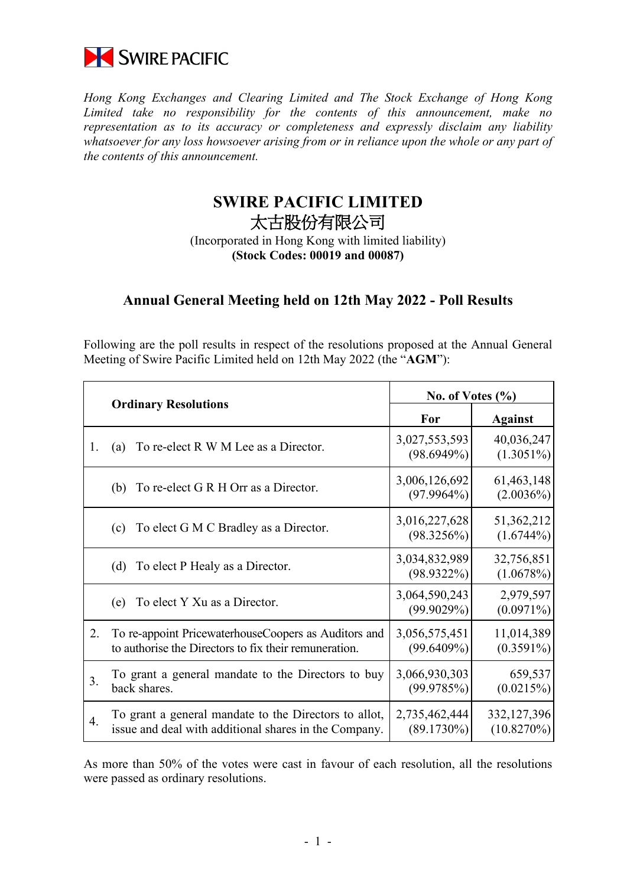SWIRE PACIFIC

*Hong Kong Exchanges and Clearing Limited and The Stock Exchange of Hong Kong Limited take no responsibility for the contents of this announcement, make no representation as to its accuracy or completeness and expressly disclaim any liability whatsoever for any loss howsoever arising from or in reliance upon the whole or any part of the contents of this announcement.*

# SWIRE PACIFIC LIMITED
# 太古股份有限公司

(Incorporated in Hong Kong with limited liability)
**(Stock Codes: 00019 and 00087)**

## Annual General Meeting held on 12th May 2022 - Poll Results

Following are the poll results in respect of the resolutions proposed at the Annual General Meeting of Swire Pacific Limited held on 12th May 2022 (the "**AGM**"):

| Ordinary Resolutions | No. of Votes (%) | |
|---|---|---|
| | **For** | **Against** |
| 1. (a) To re-elect R W M Lee as a Director. | 3,027,553,593 (98.6949%) | 40,036,247 (1.3051%) |
| (b) To re-elect G R H Orr as a Director. | 3,006,126,692 (97.9964%) | 61,463,148 (2.0036%) |
| (c) To elect G M C Bradley as a Director. | 3,016,227,628 (98.3256%) | 51,362,212 (1.6744%) |
| (d) To elect P Healy as a Director. | 3,034,832,989 (98.9322%) | 32,756,851 (1.0678%) |
| (e) To elect Y Xu as a Director. | 3,064,590,243 (99.9029%) | 2,979,597 (0.0971%) |
| 2. To re-appoint PricewaterhouseCoopers as Auditors and to authorise the Directors to fix their remuneration. | 3,056,575,451 (99.6409%) | 11,014,389 (0.3591%) |
| 3. To grant a general mandate to the Directors to buy back shares. | 3,066,930,303 (99.9785%) | 659,537 (0.0215%) |
| 4. To grant a general mandate to the Directors to allot, issue and deal with additional shares in the Company. | 2,735,462,444 (89.1730%) | 332,127,396 (10.8270%) |

As more than 50% of the votes were cast in favour of each resolution, all the resolutions were passed as ordinary resolutions.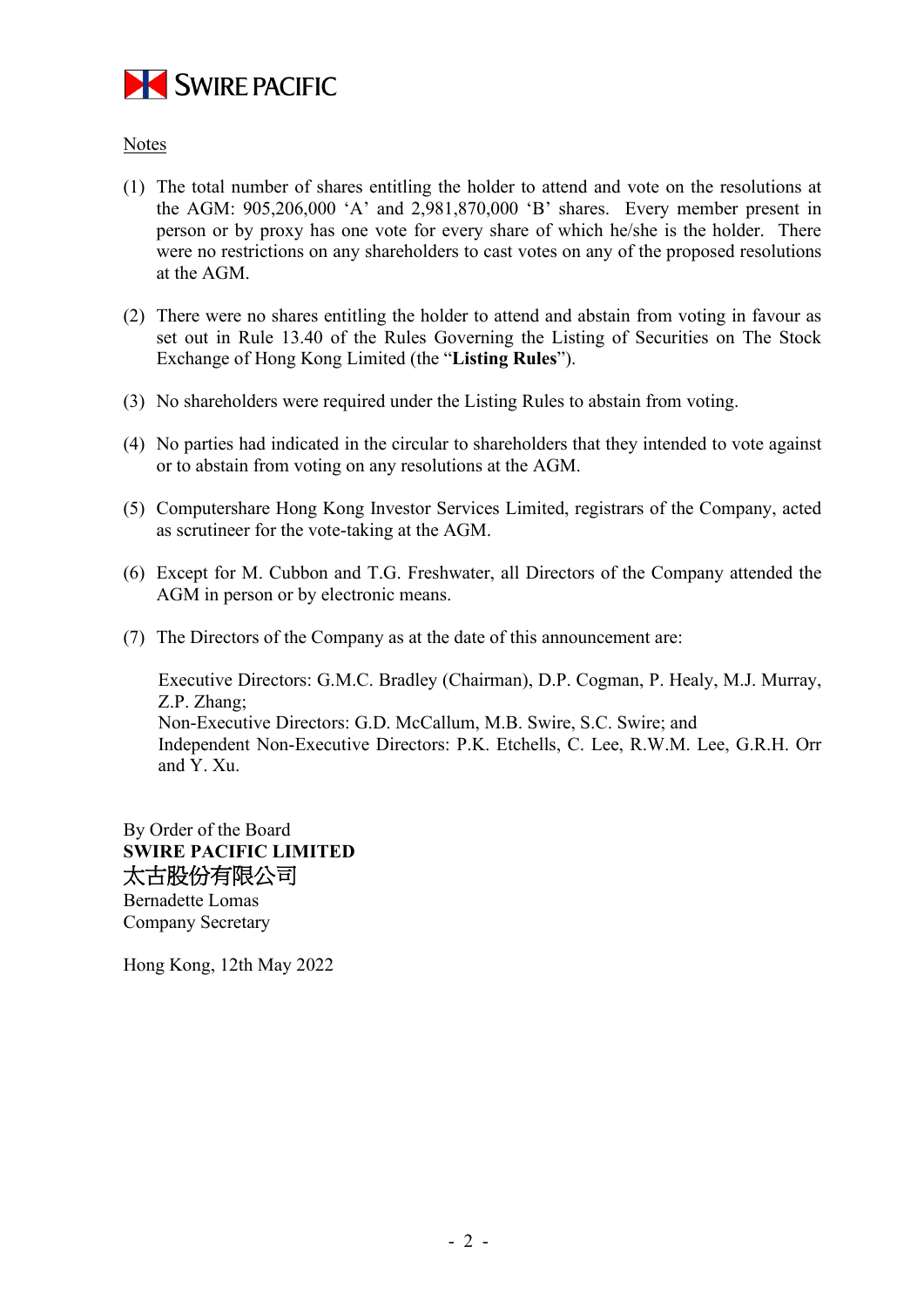SWIRE PACIFIC

Notes

(1) The total number of shares entitling the holder to attend and vote on the resolutions at the AGM: 905,206,000 'A' and 2,981,870,000 'B' shares. Every member present in person or by proxy has one vote for every share of which he/she is the holder. There were no restrictions on any shareholders to cast votes on any of the proposed resolutions at the AGM.

(2) There were no shares entitling the holder to attend and abstain from voting in favour as set out in Rule 13.40 of the Rules Governing the Listing of Securities on The Stock Exchange of Hong Kong Limited (the "**Listing Rules**").

(3) No shareholders were required under the Listing Rules to abstain from voting.

(4) No parties had indicated in the circular to shareholders that they intended to vote against or to abstain from voting on any resolutions at the AGM.

(5) Computershare Hong Kong Investor Services Limited, registrars of the Company, acted as scrutineer for the vote-taking at the AGM.

(6) Except for M. Cubbon and T.G. Freshwater, all Directors of the Company attended the AGM in person or by electronic means.

(7) The Directors of the Company as at the date of this announcement are:

    Executive Directors: G.M.C. Bradley (Chairman), D.P. Cogman, P. Healy, M.J. Murray, Z.P. Zhang;
    Non-Executive Directors: G.D. McCallum, M.B. Swire, S.C. Swire; and
    Independent Non-Executive Directors: P.K. Etchells, C. Lee, R.W.M. Lee, G.R.H. Orr and Y. Xu.

By Order of the Board
**SWIRE PACIFIC LIMITED**
太古股份有限公司
Bernadette Lomas
Company Secretary

Hong Kong, 12th May 2022